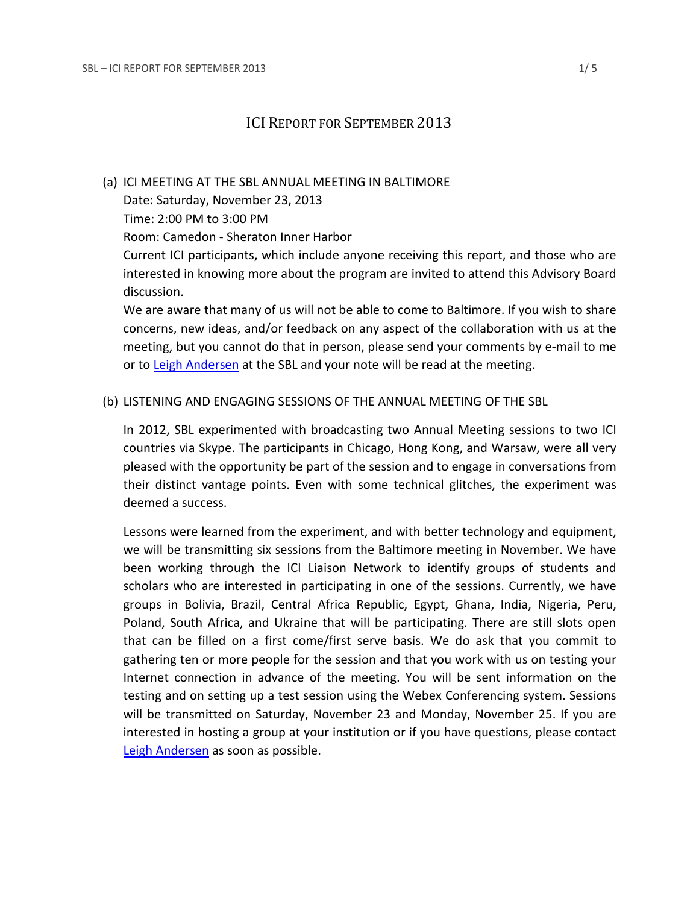# ICI Report for September 2013

(a) ICI MEETING AT THE SBL ANNUAL MEETING IN BALTIMORE

Date: Saturday, November 23, 2013

Time: 2:00 PM to 3:00 PM

Room: Camedon - Sheraton Inner Harbor

Current ICI participants, which include anyone receiving this report, and those who are interested in knowing more about the program are invited to attend this Advisory Board discussion.

We are aware that many of us will not be able to come to Baltimore. If you wish to share concerns, new ideas, and/or feedback on any aspect of the collaboration with us at the meeting, but you cannot do that in person, please send your comments by e-mail to me or to Leigh Andersen at the SBL and your note will be read at the meeting.

(b) LISTENING AND ENGAGING SESSIONS OF THE ANNUAL MEETING OF THE SBL

In 2012, SBL experimented with broadcasting two Annual Meeting sessions to two ICI countries via Skype. The participants in Chicago, Hong Kong, and Warsaw, were all very pleased with the opportunity be part of the session and to engage in conversations from their distinct vantage points. Even with some technical glitches, the experiment was deemed a success.

Lessons were learned from the experiment, and with better technology and equipment, we will be transmitting six sessions from the Baltimore meeting in November. We have been working through the ICI Liaison Network to identify groups of students and scholars who are interested in participating in one of the sessions. Currently, we have groups in Bolivia, Brazil, Central Africa Republic, Egypt, Ghana, India, Nigeria, Peru, Poland, South Africa, and Ukraine that will be participating. There are still slots open that can be filled on a first come/first serve basis. We do ask that you commit to gathering ten or more people for the session and that you work with us on testing your Internet connection in advance of the meeting. You will be sent information on the testing and on setting up a test session using the Webex Conferencing system. Sessions will be transmitted on Saturday, November 23 and Monday, November 25. If you are interested in hosting a group at your institution or if you have questions, please contact Leigh Andersen as soon as possible.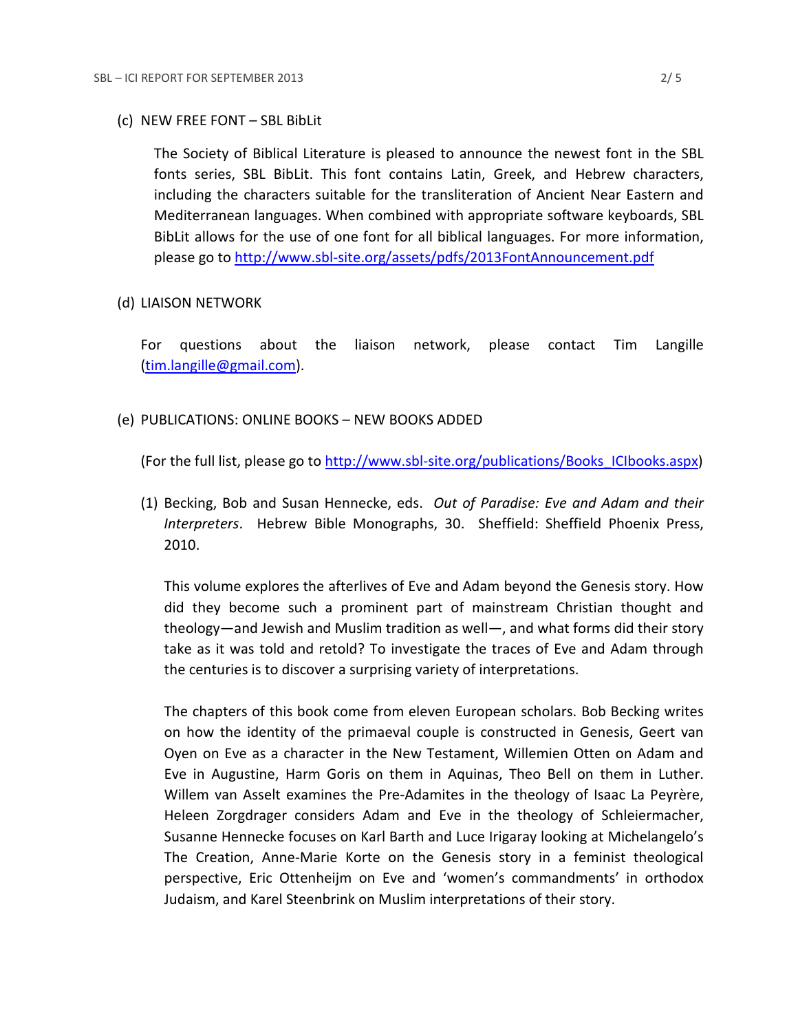(c) NEW FREE FONT – SBL BibLit

The Society of Biblical Literature is pleased to announce the newest font in the SBL fonts series, SBL BibLit. This font contains Latin, Greek, and Hebrew characters, including the characters suitable for the transliteration of Ancient Near Eastern and Mediterranean languages. When combined with appropriate software keyboards, SBL BibLit allows for the use of one font for all biblical languages. For more information, please go to http://www.sbl-site.org/assets/pdfs/2013FontAnnouncement.pdf

(d) LIAISON NETWORK

For questions about the liaison network, please contact Tim Langille (tim.langille@gmail.com).

(e) PUBLICATIONS: ONLINE BOOKS – NEW BOOKS ADDED

(For the full list, please go to http://www.sbl-site.org/publications/Books_ICIbooks.aspx)

(1) Becking, Bob and Susan Hennecke, eds. *Out of Paradise: Eve and Adam and their Interpreters*. Hebrew Bible Monographs, 30. Sheffield: Sheffield Phoenix Press, 2010.

This volume explores the afterlives of Eve and Adam beyond the Genesis story. How did they become such a prominent part of mainstream Christian thought and theology—and Jewish and Muslim tradition as well—, and what forms did their story take as it was told and retold? To investigate the traces of Eve and Adam through the centuries is to discover a surprising variety of interpretations.

The chapters of this book come from eleven European scholars. Bob Becking writes on how the identity of the primaeval couple is constructed in Genesis, Geert van Oyen on Eve as a character in the New Testament, Willemien Otten on Adam and Eve in Augustine, Harm Goris on them in Aquinas, Theo Bell on them in Luther. Willem van Asselt examines the Pre-Adamites in the theology of Isaac La Peyrère, Heleen Zorgdrager considers Adam and Eve in the theology of Schleiermacher, Susanne Hennecke focuses on Karl Barth and Luce Irigaray looking at Michelangelo's The Creation, Anne-Marie Korte on the Genesis story in a feminist theological perspective, Eric Ottenheijm on Eve and 'women's commandments' in orthodox Judaism, and Karel Steenbrink on Muslim interpretations of their story.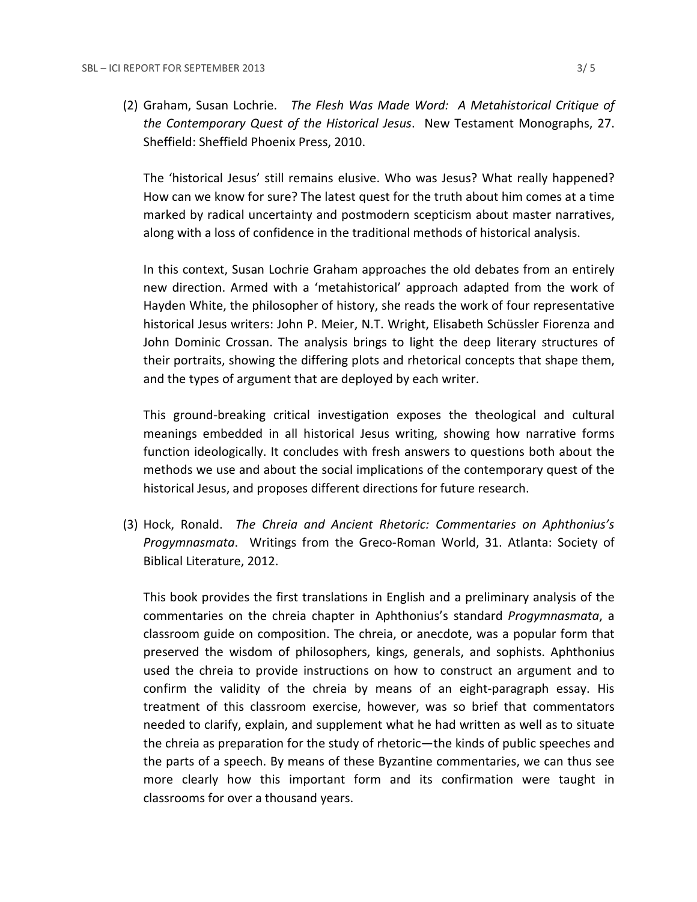(2) Graham, Susan Lochrie. *The Flesh Was Made Word: A Metahistorical Critique of the Contemporary Quest of the Historical Jesus*. New Testament Monographs, 27. Sheffield: Sheffield Phoenix Press, 2010.

The 'historical Jesus' still remains elusive. Who was Jesus? What really happened? How can we know for sure? The latest quest for the truth about him comes at a time marked by radical uncertainty and postmodern scepticism about master narratives, along with a loss of confidence in the traditional methods of historical analysis.

In this context, Susan Lochrie Graham approaches the old debates from an entirely new direction. Armed with a 'metahistorical' approach adapted from the work of Hayden White, the philosopher of history, she reads the work of four representative historical Jesus writers: John P. Meier, N.T. Wright, Elisabeth Schüssler Fiorenza and John Dominic Crossan. The analysis brings to light the deep literary structures of their portraits, showing the differing plots and rhetorical concepts that shape them, and the types of argument that are deployed by each writer.

This ground-breaking critical investigation exposes the theological and cultural meanings embedded in all historical Jesus writing, showing how narrative forms function ideologically. It concludes with fresh answers to questions both about the methods we use and about the social implications of the contemporary quest of the historical Jesus, and proposes different directions for future research.

(3) Hock, Ronald. *The Chreia and Ancient Rhetoric: Commentaries on Aphthonius's Progymnasmata*. Writings from the Greco-Roman World, 31. Atlanta: Society of Biblical Literature, 2012.

This book provides the first translations in English and a preliminary analysis of the commentaries on the chreia chapter in Aphthonius's standard *Progymnasmata*, a classroom guide on composition. The chreia, or anecdote, was a popular form that preserved the wisdom of philosophers, kings, generals, and sophists. Aphthonius used the chreia to provide instructions on how to construct an argument and to confirm the validity of the chreia by means of an eight-paragraph essay. His treatment of this classroom exercise, however, was so brief that commentators needed to clarify, explain, and supplement what he had written as well as to situate the chreia as preparation for the study of rhetoric—the kinds of public speeches and the parts of a speech. By means of these Byzantine commentaries, we can thus see more clearly how this important form and its confirmation were taught in classrooms for over a thousand years.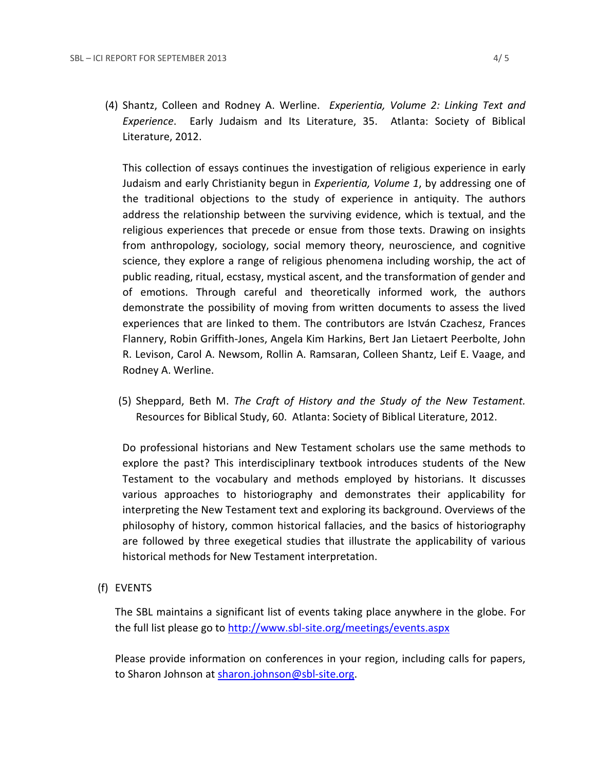(4) Shantz, Colleen and Rodney A. Werline. *Experientia, Volume 2: Linking Text and Experience*. Early Judaism and Its Literature, 35. Atlanta: Society of Biblical Literature, 2012.

This collection of essays continues the investigation of religious experience in early Judaism and early Christianity begun in *Experientia, Volume 1*, by addressing one of the traditional objections to the study of experience in antiquity. The authors address the relationship between the surviving evidence, which is textual, and the religious experiences that precede or ensue from those texts. Drawing on insights from anthropology, sociology, social memory theory, neuroscience, and cognitive science, they explore a range of religious phenomena including worship, the act of public reading, ritual, ecstasy, mystical ascent, and the transformation of gender and of emotions. Through careful and theoretically informed work, the authors demonstrate the possibility of moving from written documents to assess the lived experiences that are linked to them. The contributors are István Czachesz, Frances Flannery, Robin Griffith-Jones, Angela Kim Harkins, Bert Jan Lietaert Peerbolte, John R. Levison, Carol A. Newsom, Rollin A. Ramsaran, Colleen Shantz, Leif E. Vaage, and Rodney A. Werline.

(5) Sheppard, Beth M. *The Craft of History and the Study of the New Testament.* Resources for Biblical Study, 60. Atlanta: Society of Biblical Literature, 2012.

Do professional historians and New Testament scholars use the same methods to explore the past? This interdisciplinary textbook introduces students of the New Testament to the vocabulary and methods employed by historians. It discusses various approaches to historiography and demonstrates their applicability for interpreting the New Testament text and exploring its background. Overviews of the philosophy of history, common historical fallacies, and the basics of historiography are followed by three exegetical studies that illustrate the applicability of various historical methods for New Testament interpretation.

(f) EVENTS

The SBL maintains a significant list of events taking place anywhere in the globe. For the full list please go to http://www.sbl-site.org/meetings/events.aspx

Please provide information on conferences in your region, including calls for papers, to Sharon Johnson at sharon.johnson@sbl-site.org.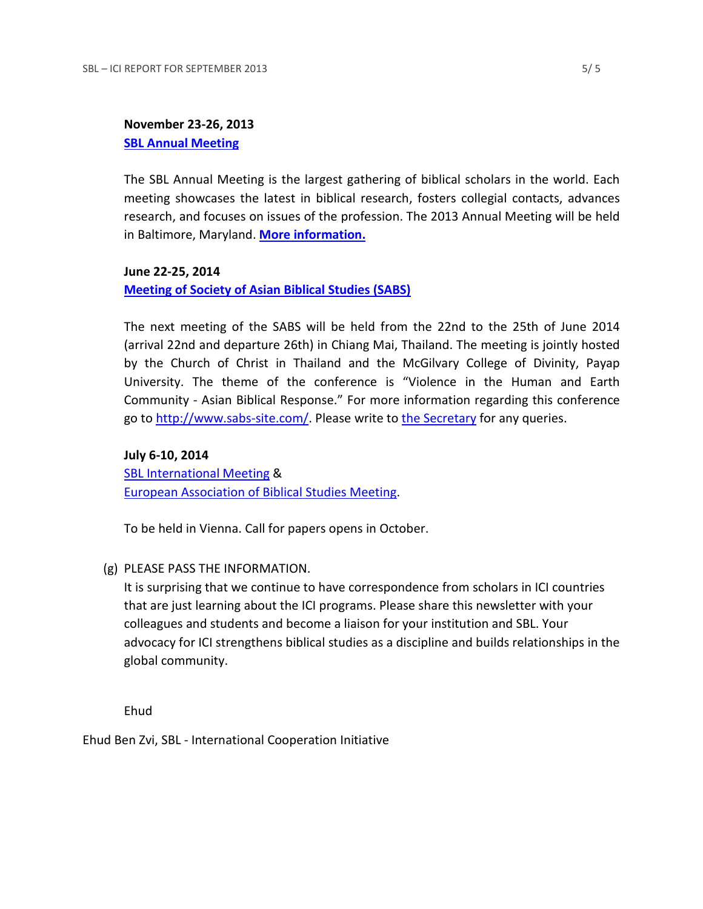**November 23-26, 2013**
**SBL Annual Meeting**

The SBL Annual Meeting is the largest gathering of biblical scholars in the world. Each meeting showcases the latest in biblical research, fosters collegial contacts, advances research, and focuses on issues of the profession. The 2013 Annual Meeting will be held in Baltimore, Maryland. **More information.**

**June 22-25, 2014**
**Meeting of Society of Asian Biblical Studies (SABS)**

The next meeting of the SABS will be held from the 22nd to the 25th of June 2014 (arrival 22nd and departure 26th) in Chiang Mai, Thailand. The meeting is jointly hosted by the Church of Christ in Thailand and the McGilvary College of Divinity, Payap University. The theme of the conference is "Violence in the Human and Earth Community - Asian Biblical Response." For more information regarding this conference go to http://www.sabs-site.com/. Please write to the Secretary for any queries.

**July 6-10, 2014**
SBL International Meeting &
European Association of Biblical Studies Meeting.

To be held in Vienna. Call for papers opens in October.

(g) PLEASE PASS THE INFORMATION.
It is surprising that we continue to have correspondence from scholars in ICI countries that are just learning about the ICI programs. Please share this newsletter with your colleagues and students and become a liaison for your institution and SBL. Your advocacy for ICI strengthens biblical studies as a discipline and builds relationships in the global community.

Ehud

Ehud Ben Zvi, SBL - International Cooperation Initiative